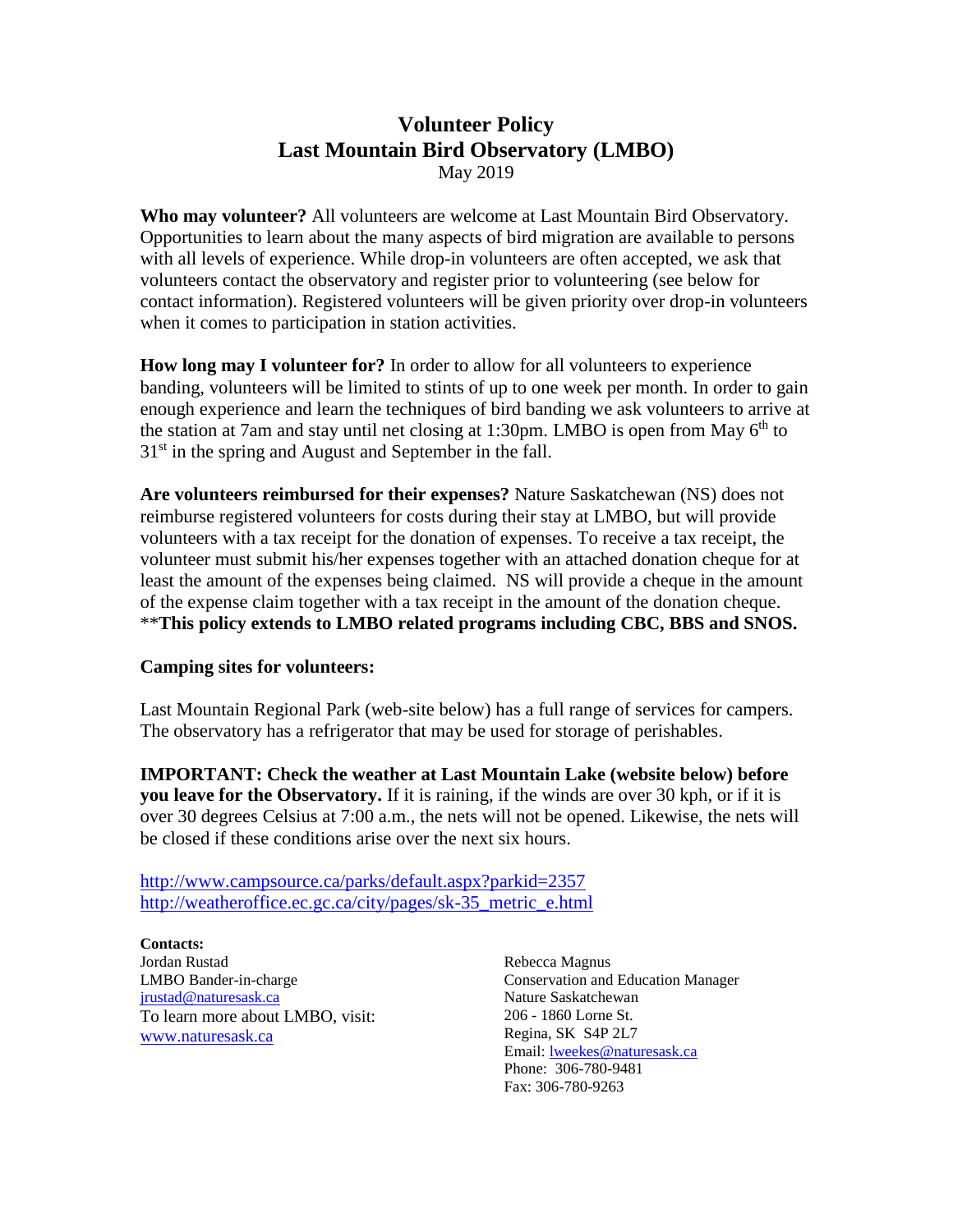# Volunteer Policy
# Last Mountain Bird Observatory (LMBO)

May 2019

**Who may volunteer?** All volunteers are welcome at Last Mountain Bird Observatory. Opportunities to learn about the many aspects of bird migration are available to persons with all levels of experience. While drop-in volunteers are often accepted, we ask that volunteers contact the observatory and register prior to volunteering (see below for contact information). Registered volunteers will be given priority over drop-in volunteers when it comes to participation in station activities.

**How long may I volunteer for?** In order to allow for all volunteers to experience banding, volunteers will be limited to stints of up to one week per month. In order to gain enough experience and learn the techniques of bird banding we ask volunteers to arrive at the station at 7am and stay until net closing at 1:30pm. LMBO is open from May 6th to 31st in the spring and August and September in the fall.

**Are volunteers reimbursed for their expenses?** Nature Saskatchewan (NS) does not reimburse registered volunteers for costs during their stay at LMBO, but will provide volunteers with a tax receipt for the donation of expenses. To receive a tax receipt, the volunteer must submit his/her expenses together with an attached donation cheque for at least the amount of the expenses being claimed. NS will provide a cheque in the amount of the expense claim together with a tax receipt in the amount of the donation cheque. ****This policy extends to LMBO related programs including CBC, BBS and SNOS.**

**Camping sites for volunteers:**

Last Mountain Regional Park (web-site below) has a full range of services for campers. The observatory has a refrigerator that may be used for storage of perishables.

**IMPORTANT: Check the weather at Last Mountain Lake (website below) before you leave for the Observatory.** If it is raining, if the winds are over 30 kph, or if it is over 30 degrees Celsius at 7:00 a.m., the nets will not be opened. Likewise, the nets will be closed if these conditions arise over the next six hours.

http://www.campsource.ca/parks/default.aspx?parkid=2357
http://weatheroffice.ec.gc.ca/city/pages/sk-35_metric_e.html

**Contacts:**

Jordan Rustad
LMBO Bander-in-charge
jrustad@naturesask.ca
To learn more about LMBO, visit:
www.naturesask.ca

Rebecca Magnus
Conservation and Education Manager
Nature Saskatchewan
206 - 1860 Lorne St.
Regina, SK S4P 2L7
Email: lweekes@naturesask.ca
Phone: 306-780-9481
Fax: 306-780-9263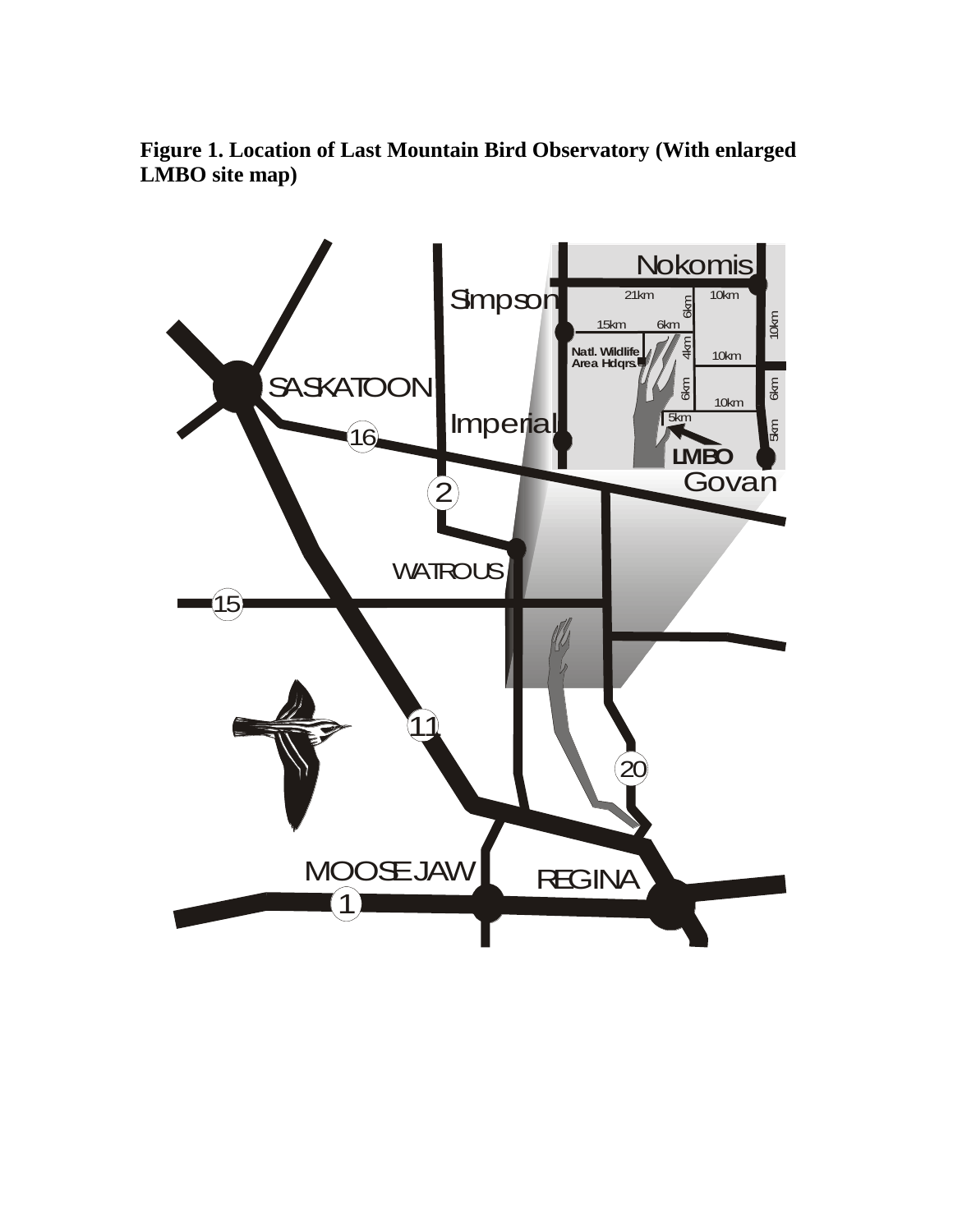**Figure 1. Location of Last Mountain Bird Observatory (With enlarged LMBO site map)**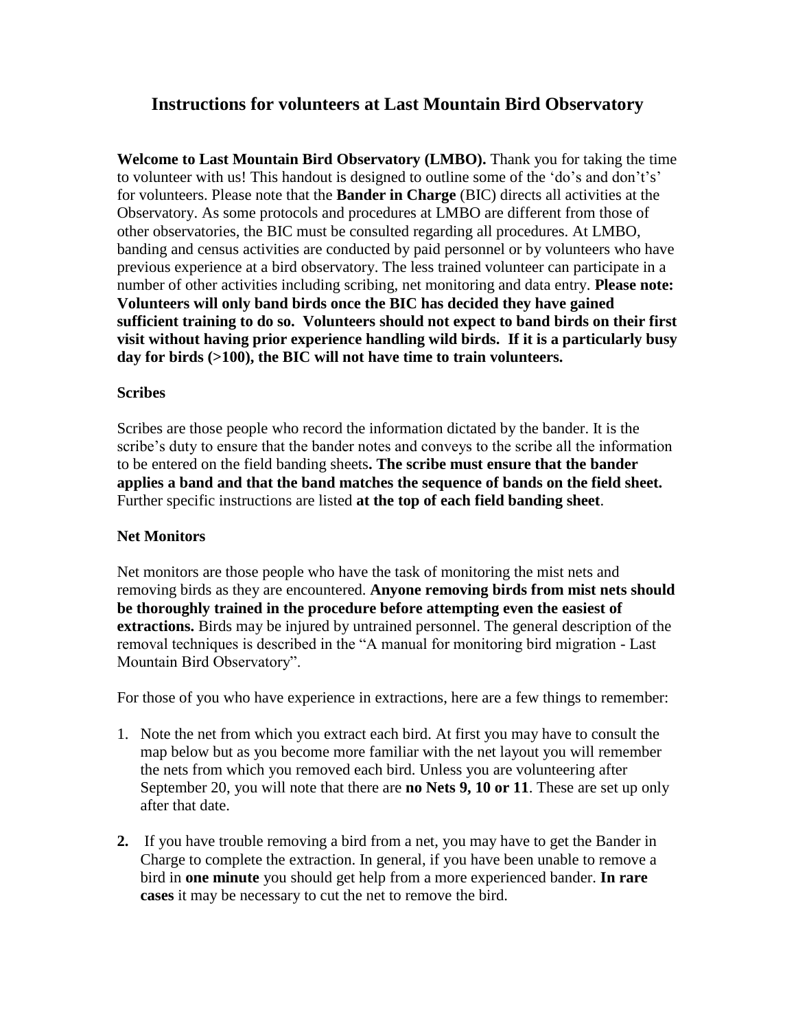# Instructions for volunteers at Last Mountain Bird Observatory

**Welcome to Last Mountain Bird Observatory (LMBO).** Thank you for taking the time to volunteer with us! This handout is designed to outline some of the 'do's and don't's' for volunteers. Please note that the **Bander in Charge** (BIC) directs all activities at the Observatory. As some protocols and procedures at LMBO are different from those of other observatories, the BIC must be consulted regarding all procedures. At LMBO, banding and census activities are conducted by paid personnel or by volunteers who have previous experience at a bird observatory. The less trained volunteer can participate in a number of other activities including scribing, net monitoring and data entry. **Please note: Volunteers will only band birds once the BIC has decided they have gained sufficient training to do so. Volunteers should not expect to band birds on their first visit without having prior experience handling wild birds. If it is a particularly busy day for birds (>100), the BIC will not have time to train volunteers.**

### Scribes

Scribes are those people who record the information dictated by the bander. It is the scribe's duty to ensure that the bander notes and conveys to the scribe all the information to be entered on the field banding sheets**. The scribe must ensure that the bander applies a band and that the band matches the sequence of bands on the field sheet.** Further specific instructions are listed **at the top of each field banding sheet**.

### Net Monitors

Net monitors are those people who have the task of monitoring the mist nets and removing birds as they are encountered. **Anyone removing birds from mist nets should be thoroughly trained in the procedure before attempting even the easiest of extractions.** Birds may be injured by untrained personnel. The general description of the removal techniques is described in the "A manual for monitoring bird migration - Last Mountain Bird Observatory".

For those of you who have experience in extractions, here are a few things to remember:

1. Note the net from which you extract each bird. At first you may have to consult the map below but as you become more familiar with the net layout you will remember the nets from which you removed each bird. Unless you are volunteering after September 20, you will note that there are **no Nets 9, 10 or 11**. These are set up only after that date.

2. If you have trouble removing a bird from a net, you may have to get the Bander in Charge to complete the extraction. In general, if you have been unable to remove a bird in **one minute** you should get help from a more experienced bander. **In rare cases** it may be necessary to cut the net to remove the bird.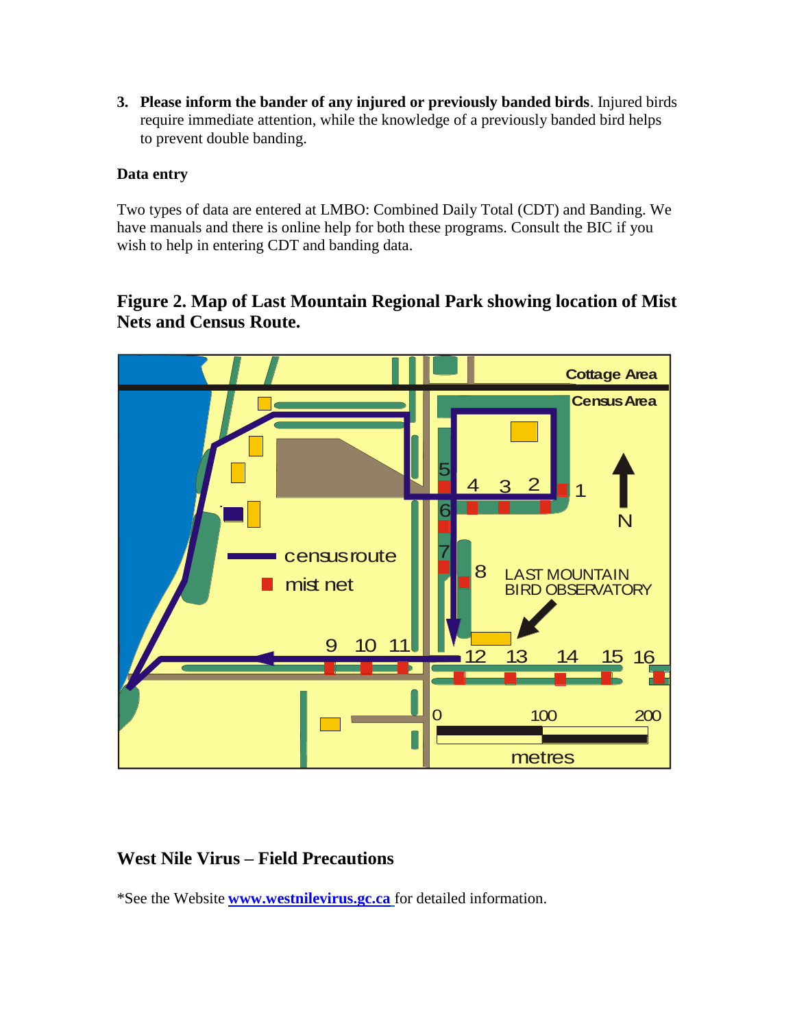3. **Please inform the bander of any injured or previously banded birds**. Injured birds require immediate attention, while the knowledge of a previously banded bird helps to prevent double banding.

**Data entry**

Two types of data are entered at LMBO: Combined Daily Total (CDT) and Banding. We have manuals and there is online help for both these programs. Consult the BIC if you wish to help in entering CDT and banding data.

## Figure 2. Map of Last Mountain Regional Park showing location of Mist Nets and Census Route.

Cottage Area
Census Area
census route
mist net
LAST MOUNTAIN BIRD OBSERVATORY
N
1 2 3 4 5 6 7 8 9 10 11 12 13 14 15 16
0 100 200
metres

## West Nile Virus – Field Precautions

*See the Website **[www.westnilevirus.gc.ca](http://www.westnilevirus.gc.ca)** for detailed information.